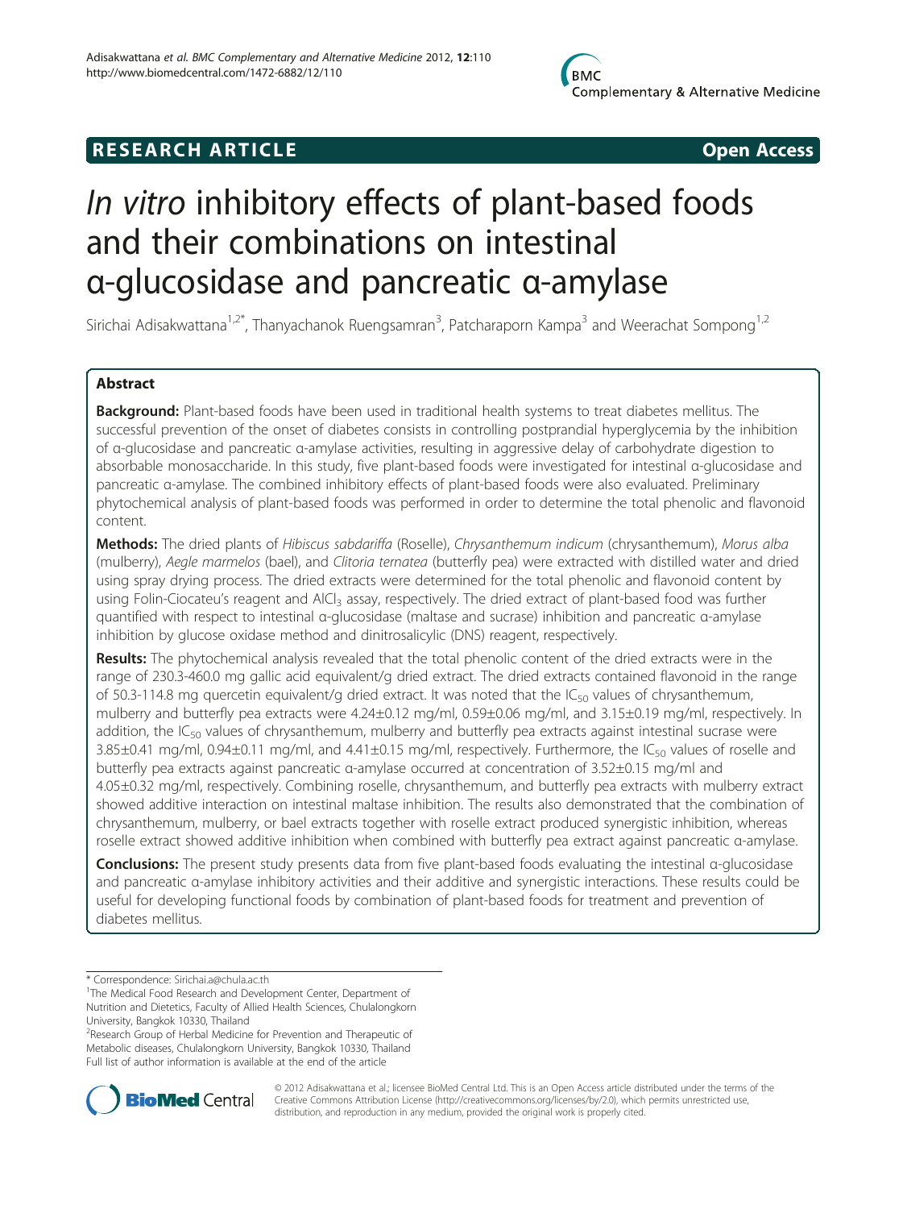RESEARCH ARTICLE Open Access

# In vitro inhibitory effects of plant-based foods and their combinations on intestinal α-glucosidase and pancreatic α-amylase

Sirichai Adisakwattana[1,2*], Thanyachanok Ruengsamran[3], Patcharaporn Kampa[3] and Weerachat Sompong[1,2]

## Abstract

**Background:** Plant-based foods have been used in traditional health systems to treat diabetes mellitus. The successful prevention of the onset of diabetes consists in controlling postprandial hyperglycemia by the inhibition of α-glucosidase and pancreatic α-amylase activities, resulting in aggressive delay of carbohydrate digestion to absorbable monosaccharide. In this study, five plant-based foods were investigated for intestinal α-glucosidase and pancreatic α-amylase. The combined inhibitory effects of plant-based foods were also evaluated. Preliminary phytochemical analysis of plant-based foods was performed in order to determine the total phenolic and flavonoid content.

**Methods:** The dried plants of *Hibiscus sabdariffa* (Roselle), *Chrysanthemum indicum* (chrysanthemum), *Morus alba* (mulberry), *Aegle marmelos* (bael), and *Clitoria ternatea* (butterfly pea) were extracted with distilled water and dried using spray drying process. The dried extracts were determined for the total phenolic and flavonoid content by using Folin-Ciocateu's reagent and $AlCl_3$ assay, respectively. The dried extract of plant-based food was further quantified with respect to intestinal α-glucosidase (maltase and sucrase) inhibition and pancreatic α-amylase inhibition by glucose oxidase method and dinitrosalicylic (DNS) reagent, respectively.

**Results:** The phytochemical analysis revealed that the total phenolic content of the dried extracts were in the range of 230.3-460.0 mg gallic acid equivalent/g dried extract. The dried extracts contained flavonoid in the range of 50.3-114.8 mg quercetin equivalent/g dried extract. It was noted that the $IC_{50}$ values of chrysanthemum, mulberry and butterfly pea extracts were 4.24±0.12 mg/ml, 0.59±0.06 mg/ml, and 3.15±0.19 mg/ml, respectively. In addition, the $IC_{50}$ values of chrysanthemum, mulberry and butterfly pea extracts against intestinal sucrase were 3.85±0.41 mg/ml, 0.94±0.11 mg/ml, and 4.41±0.15 mg/ml, respectively. Furthermore, the $IC_{50}$ values of roselle and butterfly pea extracts against pancreatic α-amylase occurred at concentration of 3.52±0.15 mg/ml and 4.05±0.32 mg/ml, respectively. Combining roselle, chrysanthemum, and butterfly pea extracts with mulberry extract showed additive interaction on intestinal maltase inhibition. The results also demonstrated that the combination of chrysanthemum, mulberry, or bael extracts together with roselle extract produced synergistic inhibition, whereas roselle extract showed additive inhibition when combined with butterfly pea extract against pancreatic α-amylase.

**Conclusions:** The present study presents data from five plant-based foods evaluating the intestinal α-glucosidase and pancreatic α-amylase inhibitory activities and their additive and synergistic interactions. These results could be useful for developing functional foods by combination of plant-based foods for treatment and prevention of diabetes mellitus.

\* Correspondence: Sirichai.a@chula.ac.th

[1]The Medical Food Research and Development Center, Department of Nutrition and Dietetics, Faculty of Allied Health Sciences, Chulalongkorn University, Bangkok 10330, Thailand

[2]Research Group of Herbal Medicine for Prevention and Therapeutic of Metabolic diseases, Chulalongkorn University, Bangkok 10330, Thailand

Full list of author information is available at the end of the article

© 2012 Adisakwattana et al.; licensee BioMed Central Ltd. This is an Open Access article distributed under the terms of the Creative Commons Attribution License (http://creativecommons.org/licenses/by/2.0), which permits unrestricted use, distribution, and reproduction in any medium, provided the original work is properly cited.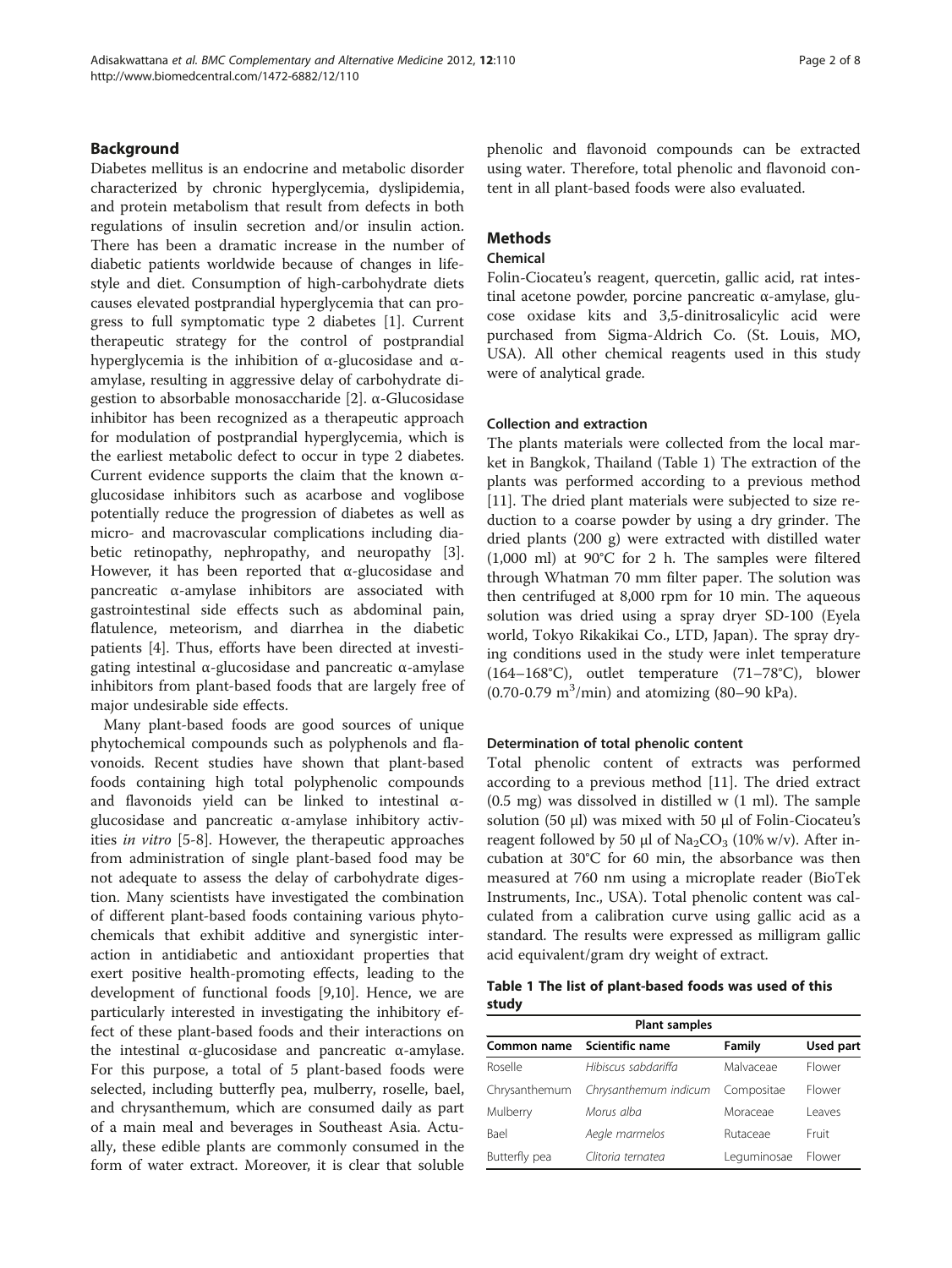## Background

Diabetes mellitus is an endocrine and metabolic disorder characterized by chronic hyperglycemia, dyslipidemia, and protein metabolism that result from defects in both regulations of insulin secretion and/or insulin action. There has been a dramatic increase in the number of diabetic patients worldwide because of changes in lifestyle and diet. Consumption of high-carbohydrate diets causes elevated postprandial hyperglycemia that can progress to full symptomatic type 2 diabetes [1]. Current therapeutic strategy for the control of postprandial hyperglycemia is the inhibition of α-glucosidase and α-amylase, resulting in aggressive delay of carbohydrate digestion to absorbable monosaccharide [2]. α-Glucosidase inhibitor has been recognized as a therapeutic approach for modulation of postprandial hyperglycemia, which is the earliest metabolic defect to occur in type 2 diabetes. Current evidence supports the claim that the known α-glucosidase inhibitors such as acarbose and voglibose potentially reduce the progression of diabetes as well as micro- and macrovascular complications including diabetic retinopathy, nephropathy, and neuropathy [3]. However, it has been reported that α-glucosidase and pancreatic α-amylase inhibitors are associated with gastrointestinal side effects such as abdominal pain, flatulence, meteorism, and diarrhea in the diabetic patients [4]. Thus, efforts have been directed at investigating intestinal α-glucosidase and pancreatic α-amylase inhibitors from plant-based foods that are largely free of major undesirable side effects.

Many plant-based foods are good sources of unique phytochemical compounds such as polyphenols and flavonoids. Recent studies have shown that plant-based foods containing high total polyphenolic compounds and flavonoids yield can be linked to intestinal α-glucosidase and pancreatic α-amylase inhibitory activities *in vitro* [5-8]. However, the therapeutic approaches from administration of single plant-based food may be not adequate to assess the delay of carbohydrate digestion. Many scientists have investigated the combination of different plant-based foods containing various phytochemicals that exhibit additive and synergistic interaction in antidiabetic and antioxidant properties that exert positive health-promoting effects, leading to the development of functional foods [9,10]. Hence, we are particularly interested in investigating the inhibitory effect of these plant-based foods and their interactions on the intestinal α-glucosidase and pancreatic α-amylase. For this purpose, a total of 5 plant-based foods were selected, including butterfly pea, mulberry, roselle, bael, and chrysanthemum, which are consumed daily as part of a main meal and beverages in Southeast Asia. Actually, these edible plants are commonly consumed in the form of water extract. Moreover, it is clear that soluble phenolic and flavonoid compounds can be extracted using water. Therefore, total phenolic and flavonoid content in all plant-based foods were also evaluated.

## Methods

### Chemical

Folin-Ciocateu's reagent, quercetin, gallic acid, rat intestinal acetone powder, porcine pancreatic α-amylase, glucose oxidase kits and 3,5-dinitrosalicylic acid were purchased from Sigma-Aldrich Co. (St. Louis, MO, USA). All other chemical reagents used in this study were of analytical grade.

### Collection and extraction

The plants materials were collected from the local market in Bangkok, Thailand (Table 1) The extraction of the plants was performed according to a previous method [11]. The dried plant materials were subjected to size reduction to a coarse powder by using a dry grinder. The dried plants (200 g) were extracted with distilled water (1,000 ml) at 90°C for 2 h. The samples were filtered through Whatman 70 mm filter paper. The solution was then centrifuged at 8,000 rpm for 10 min. The aqueous solution was dried using a spray dryer SD-100 (Eyela world, Tokyo Rikakikai Co., LTD, Japan). The spray drying conditions used in the study were inlet temperature (164–168°C), outlet temperature (71–78°C), blower (0.70-0.79 $m^3$/min) and atomizing (80–90 kPa).

### Determination of total phenolic content

Total phenolic content of extracts was performed according to a previous method [11]. The dried extract (0.5 mg) was dissolved in distilled w (1 ml). The sample solution (50 μl) was mixed with 50 μl of Folin-Ciocateu's reagent followed by 50 μl of $Na_2CO_3$ (10% w/v). After incubation at 30°C for 60 min, the absorbance was then measured at 760 nm using a microplate reader (BioTek Instruments, Inc., USA). Total phenolic content was calculated from a calibration curve using gallic acid as a standard. The results were expressed as milligram gallic acid equivalent/gram dry weight of extract.

**Table 1 The list of plant-based foods was used of this study**

| Plant samples | | | |
|---|---|---|---|
| **Common name** | **Scientific name** | **Family** | **Used part** |
| Roselle | *Hibiscus sabdariffa* | Malvaceae | Flower |
| Chrysanthemum | *Chrysanthemum indicum* | Compositae | Flower |
| Mulberry | *Morus alba* | Moraceae | Leaves |
| Bael | *Aegle marmelos* | Rutaceae | Fruit |
| Butterfly pea | *Clitoria ternatea* | Leguminosae | Flower |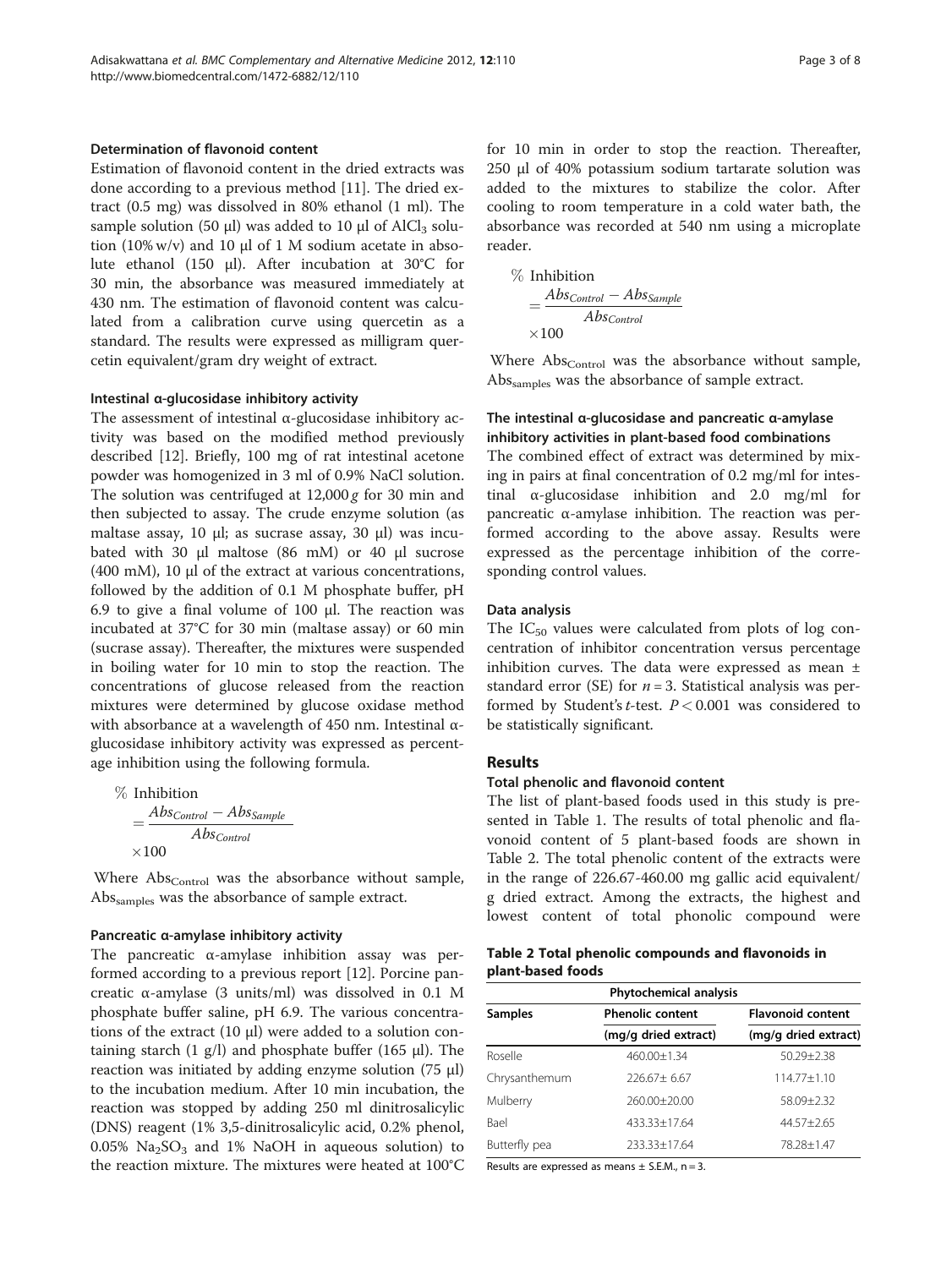#### Determination of flavonoid content

Estimation of flavonoid content in the dried extracts was done according to a previous method [11]. The dried extract (0.5 mg) was dissolved in 80% ethanol (1 ml). The sample solution (50 μl) was added to 10 μl of $AlCl_3$ solution (10% w/v) and 10 μl of 1 M sodium acetate in absolute ethanol (150 μl). After incubation at 30°C for 30 min, the absorbance was measured immediately at 430 nm. The estimation of flavonoid content was calculated from a calibration curve using quercetin as a standard. The results were expressed as milligram quercetin equivalent/gram dry weight of extract.

#### Intestinal α-glucosidase inhibitory activity

The assessment of intestinal α-glucosidase inhibitory activity was based on the modified method previously described [12]. Briefly, 100 mg of rat intestinal acetone powder was homogenized in 3 ml of 0.9% NaCl solution. The solution was centrifuged at 12,000 *g* for 30 min and then subjected to assay. The crude enzyme solution (as maltase assay, 10 μl; as sucrase assay, 30 μl) was incubated with 30 μl maltose (86 mM) or 40 μl sucrose (400 mM), 10 μl of the extract at various concentrations, followed by the addition of 0.1 M phosphate buffer, pH 6.9 to give a final volume of 100 μl. The reaction was incubated at 37°C for 30 min (maltase assay) or 60 min (sucrase assay). Thereafter, the mixtures were suspended in boiling water for 10 min to stop the reaction. The concentrations of glucose released from the reaction mixtures were determined by glucose oxidase method with absorbance at a wavelength of 450 nm. Intestinal α-glucosidase inhibitory activity was expressed as percentage inhibition using the following formula.

$$\% \text{ Inhibition} = \frac{Abs_{Control} - Abs_{Sample}}{Abs_{Control}} \times 100$$

Where $Abs_{Control}$ was the absorbance without sample, $Abs_{samples}$ was the absorbance of sample extract.

#### Pancreatic α-amylase inhibitory activity

The pancreatic α-amylase inhibition assay was performed according to a previous report [12]. Porcine pancreatic α-amylase (3 units/ml) was dissolved in 0.1 M phosphate buffer saline, pH 6.9. The various concentrations of the extract (10 μl) were added to a solution containing starch (1 g/l) and phosphate buffer (165 μl). The reaction was initiated by adding enzyme solution (75 μl) to the incubation medium. After 10 min incubation, the reaction was stopped by adding 250 ml dinitrosalicylic (DNS) reagent (1% 3,5-dinitrosalicylic acid, 0.2% phenol, 0.05% $Na_2SO_3$ and 1% NaOH in aqueous solution) to the reaction mixture. The mixtures were heated at 100°C for 10 min in order to stop the reaction. Thereafter, 250 μl of 40% potassium sodium tartarate solution was added to the mixtures to stabilize the color. After cooling to room temperature in a cold water bath, the absorbance was recorded at 540 nm using a microplate reader.

$$\% \text{ Inhibition} = \frac{Abs_{Control} - Abs_{Sample}}{Abs_{Control}} \times 100$$

Where $Abs_{Control}$ was the absorbance without sample, $Abs_{samples}$ was the absorbance of sample extract.

#### The intestinal α-glucosidase and pancreatic α-amylase inhibitory activities in plant-based food combinations

The combined effect of extract was determined by mixing in pairs at final concentration of 0.2 mg/ml for intestinal α-glucosidase inhibition and 2.0 mg/ml for pancreatic α-amylase inhibition. The reaction was performed according to the above assay. Results were expressed as the percentage inhibition of the corresponding control values.

#### Data analysis

The $IC_{50}$ values were calculated from plots of log concentration of inhibitor concentration versus percentage inhibition curves. The data were expressed as mean ± standard error (SE) for $n = 3$. Statistical analysis was performed by Student's *t*-test. $P < 0.001$ was considered to be statistically significant.

## Results

#### Total phenolic and flavonoid content

The list of plant-based foods used in this study is presented in Table 1. The results of total phenolic and flavonoid content of 5 plant-based foods are shown in Table 2. The total phenolic content of the extracts were in the range of 226.67-460.00 mg gallic acid equivalent/g dried extract. Among the extracts, the highest and lowest content of total phonolic compound were

**Table 2 Total phenolic compounds and flavonoids in plant-based foods**

| | Phytochemical analysis | |
|---|---|---|
| Samples | Phenolic content (mg/g dried extract) | Flavonoid content (mg/g dried extract) |
| Roselle | 460.00±1.34 | 50.29±2.38 |
| Chrysanthemum | 226.67± 6.67 | 114.77±1.10 |
| Mulberry | 260.00±20.00 | 58.09±2.32 |
| Bael | 433.33±17.64 | 44.57±2.65 |
| Butterfly pea | 233.33±17.64 | 78.28±1.47 |

Results are expressed as means ± S.E.M., n = 3.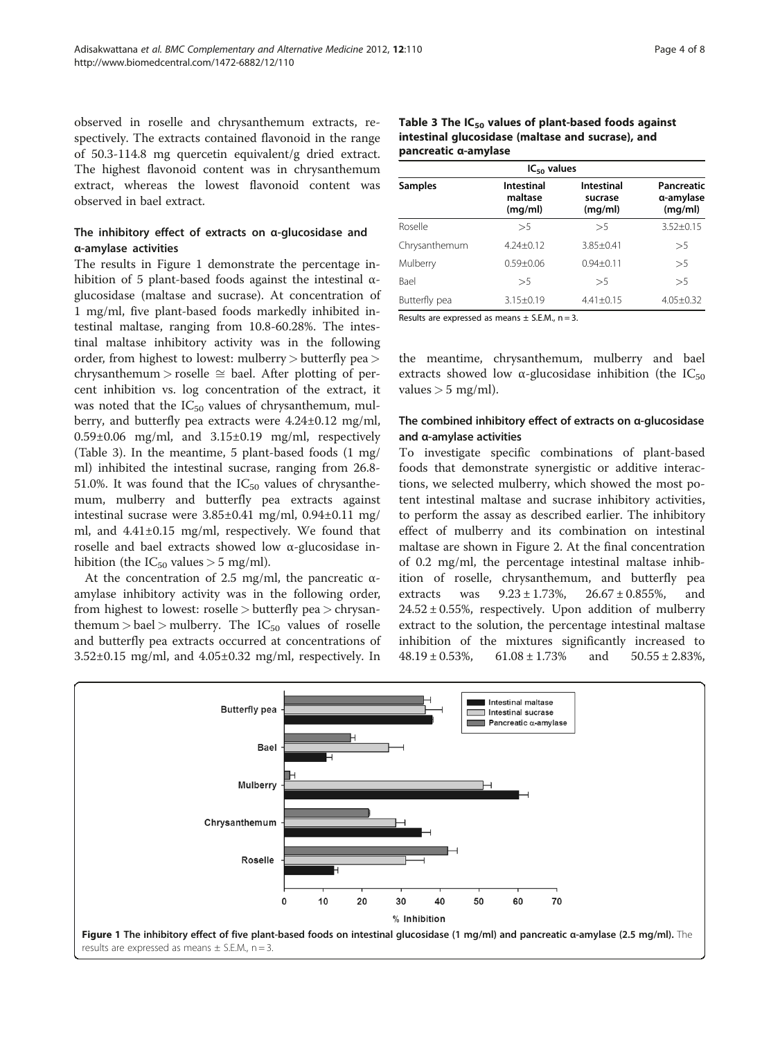observed in roselle and chrysanthemum extracts, respectively. The extracts contained flavonoid in the range of 50.3-114.8 mg quercetin equivalent/g dried extract. The highest flavonoid content was in chrysanthemum extract, whereas the lowest flavonoid content was observed in bael extract.

### The inhibitory effect of extracts on α-glucosidase and α-amylase activities

The results in Figure 1 demonstrate the percentage inhibition of 5 plant-based foods against the intestinal α-glucosidase (maltase and sucrase). At concentration of 1 mg/ml, five plant-based foods markedly inhibited intestinal maltase, ranging from 10.8-60.28%. The intestinal maltase inhibitory activity was in the following order, from highest to lowest: mulberry > butterfly pea > chrysanthemum > roselle ≅ bael. After plotting of percent inhibition vs. log concentration of the extract, it was noted that the $IC_{50}$ values of chrysanthemum, mulberry, and butterfly pea extracts were 4.24±0.12 mg/ml, 0.59±0.06 mg/ml, and 3.15±0.19 mg/ml, respectively (Table 3). In the meantime, 5 plant-based foods (1 mg/ml) inhibited the intestinal sucrase, ranging from 26.8-51.0%. It was found that the $IC_{50}$ values of chrysanthemum, mulberry and butterfly pea extracts against intestinal sucrase were 3.85±0.41 mg/ml, 0.94±0.11 mg/ml, and 4.41±0.15 mg/ml, respectively. We found that roselle and bael extracts showed low α-glucosidase inhibition (the $IC_{50}$ values > 5 mg/ml).

At the concentration of 2.5 mg/ml, the pancreatic α-amylase inhibitory activity was in the following order, from highest to lowest: roselle > butterfly pea > chrysanthemum > bael > mulberry. The $IC_{50}$ values of roselle and butterfly pea extracts occurred at concentrations of 3.52±0.15 mg/ml, and 4.05±0.32 mg/ml, respectively. In the meantime, chrysanthemum, mulberry and bael extracts showed low α-glucosidase inhibition (the $IC_{50}$ values > 5 mg/ml).

**Table 3 The $IC_{50}$ values of plant-based foods against intestinal glucosidase (maltase and sucrase), and pancreatic α-amylase**

| Samples | $IC_{50}$ values | | |
|---|---|---|---|
| | Intestinal maltase (mg/ml) | Intestinal sucrase (mg/ml) | Pancreatic α-amylase (mg/ml) |
| Roselle | >5 | >5 | 3.52±0.15 |
| Chrysanthemum | 4.24±0.12 | 3.85±0.41 | >5 |
| Mulberry | 0.59±0.06 | 0.94±0.11 | >5 |
| Bael | >5 | >5 | >5 |
| Butterfly pea | 3.15±0.19 | 4.41±0.15 | 4.05±0.32 |

Results are expressed as means ± S.E.M., n = 3.

### The combined inhibitory effect of extracts on α-glucosidase and α-amylase activities

To investigate specific combinations of plant-based foods that demonstrate synergistic or additive interactions, we selected mulberry, which showed the most potent intestinal maltase and sucrase inhibitory activities, to perform the assay as described earlier. The inhibitory effect of mulberry and its combination on intestinal maltase are shown in Figure 2. At the final concentration of 0.2 mg/ml, the percentage intestinal maltase inhibition of roselle, chrysanthemum, and butterfly pea extracts was 9.23 ± 1.73%, 26.67 ± 0.855%, and 24.52 ± 0.55%, respectively. Upon addition of mulberry extract to the solution, the percentage intestinal maltase inhibition of the mixtures significantly increased to 48.19 ± 0.53%, 61.08 ± 1.73% and 50.55 ± 2.83%,

**Figure 1 The inhibitory effect of five plant-based foods on intestinal glucosidase (1 mg/ml) and pancreatic α-amylase (2.5 mg/ml).** The results are expressed as means ± S.E.M., n = 3.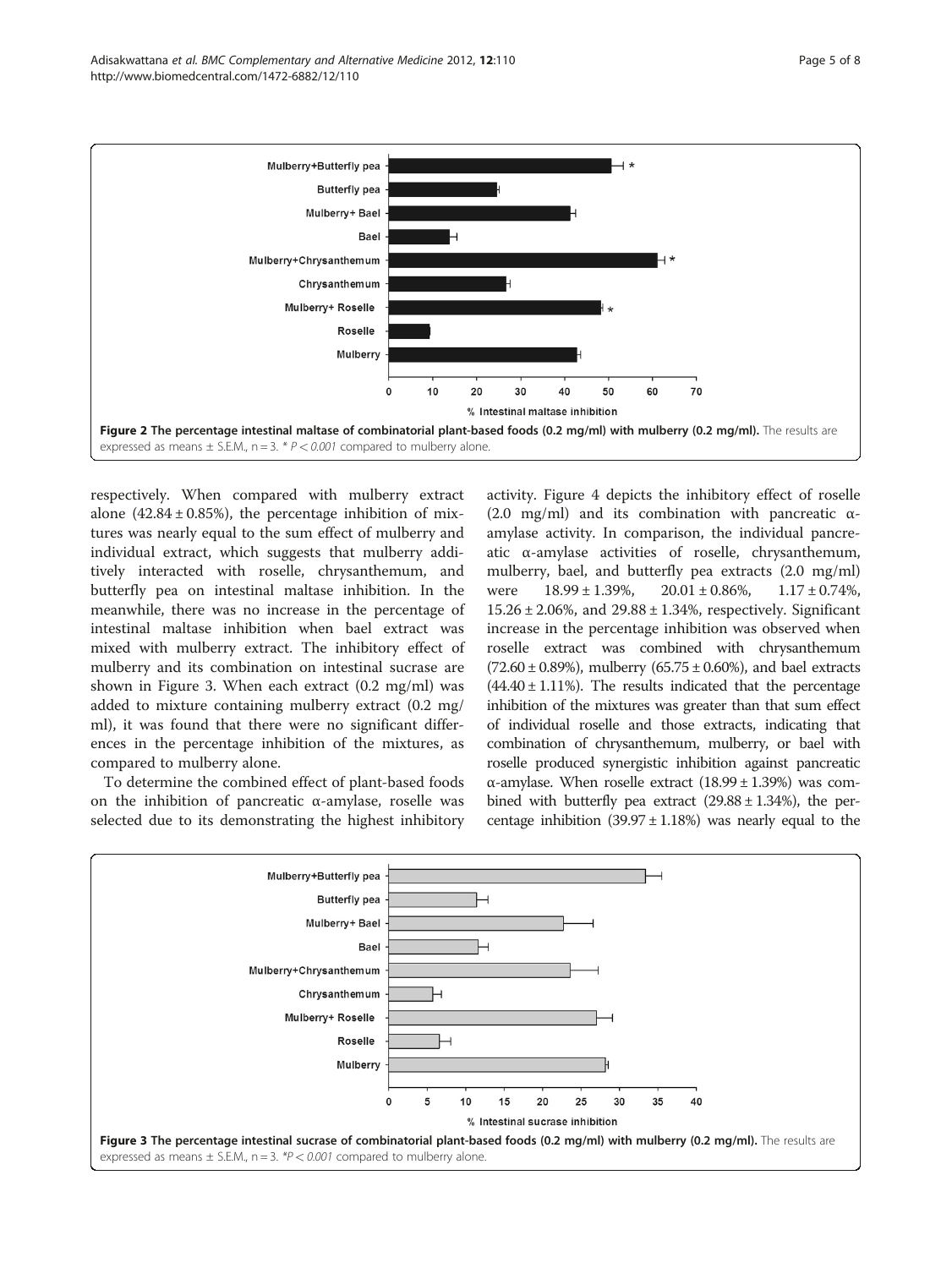Figure 2 The percentage intestinal maltase of combinatorial plant-based foods (0.2 mg/ml) with mulberry (0.2 mg/ml). The results are expressed as means ± S.E.M., n = 3. * $P < 0.001$ compared to mulberry alone.

respectively. When compared with mulberry extract alone (42.84 ± 0.85%), the percentage inhibition of mixtures was nearly equal to the sum effect of mulberry and individual extract, which suggests that mulberry additively interacted with roselle, chrysanthemum, and butterfly pea on intestinal maltase inhibition. In the meanwhile, there was no increase in the percentage of intestinal maltase inhibition when bael extract was mixed with mulberry extract. The inhibitory effect of mulberry and its combination on intestinal sucrase are shown in Figure 3. When each extract (0.2 mg/ml) was added to mixture containing mulberry extract (0.2 mg/ml), it was found that there were no significant differences in the percentage inhibition of the mixtures, as compared to mulberry alone.

To determine the combined effect of plant-based foods on the inhibition of pancreatic α-amylase, roselle was selected due to its demonstrating the highest inhibitory activity. Figure 4 depicts the inhibitory effect of roselle (2.0 mg/ml) and its combination with pancreatic α-amylase activity. In comparison, the individual pancreatic α-amylase activities of roselle, chrysanthemum, mulberry, bael, and butterfly pea extracts (2.0 mg/ml) were 18.99 ± 1.39%, 20.01 ± 0.86%, 1.17 ± 0.74%, 15.26 ± 2.06%, and 29.88 ± 1.34%, respectively. Significant increase in the percentage inhibition was observed when roselle extract was combined with chrysanthemum (72.60 ± 0.89%), mulberry (65.75 ± 0.60%), and bael extracts (44.40 ± 1.11%). The results indicated that the percentage inhibition of the mixtures was greater than that sum effect of individual roselle and those extracts, indicating that combination of chrysanthemum, mulberry, or bael with roselle produced synergistic inhibition against pancreatic α-amylase. When roselle extract (18.99 ± 1.39%) was combined with butterfly pea extract (29.88 ± 1.34%), the percentage inhibition (39.97 ± 1.18%) was nearly equal to the

Figure 3 The percentage intestinal sucrase of combinatorial plant-based foods (0.2 mg/ml) with mulberry (0.2 mg/ml). The results are expressed as means ± S.E.M., n = 3. *$P < 0.001$ compared to mulberry alone.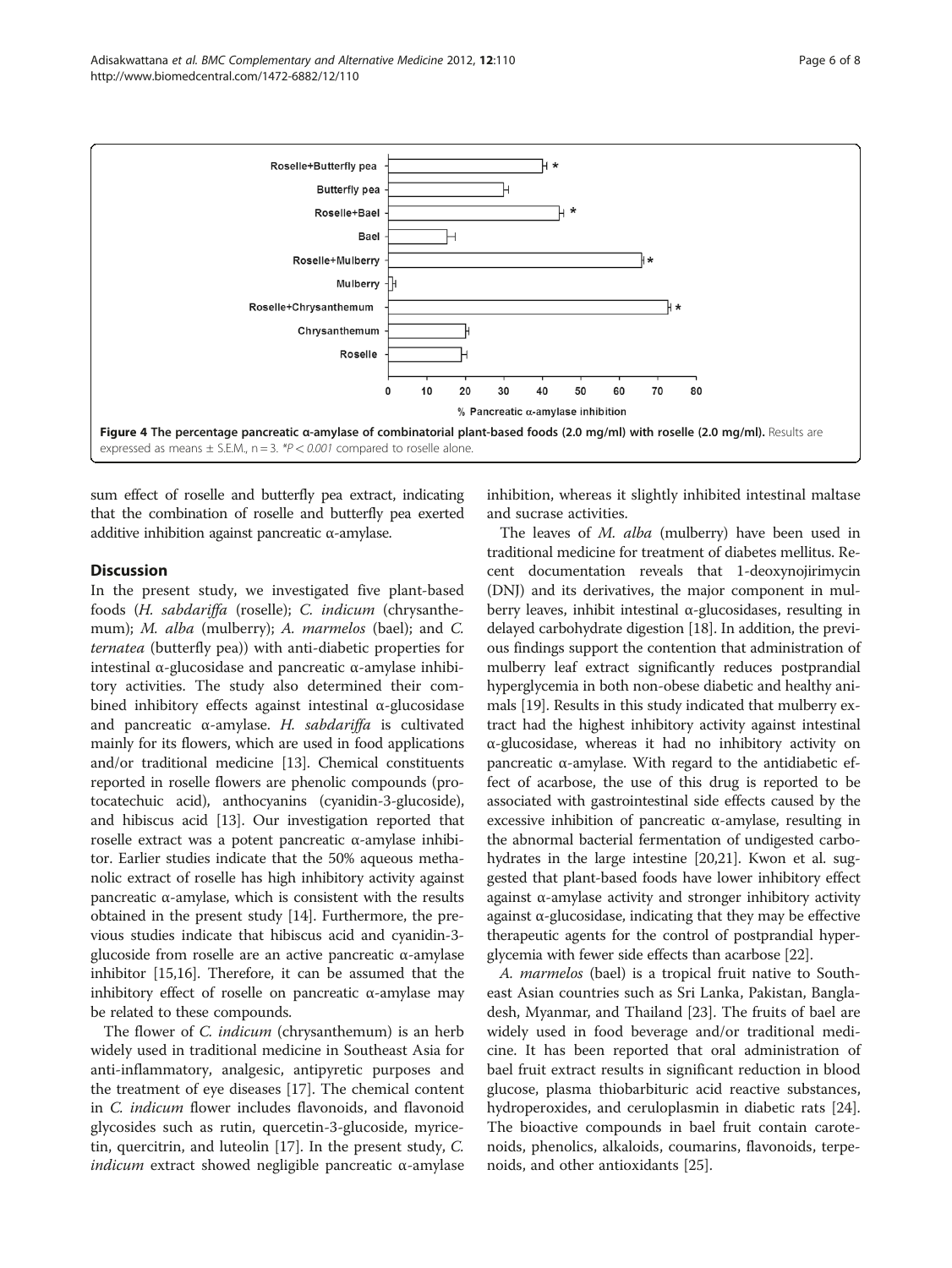Figure 4 The percentage pancreatic α-amylase of combinatorial plant-based foods (2.0 mg/ml) with roselle (2.0 mg/ml). Results are expressed as means ± S.E.M., n = 3. *$P < 0.001$ compared to roselle alone.

sum effect of roselle and butterfly pea extract, indicating that the combination of roselle and butterfly pea exerted additive inhibition against pancreatic α-amylase.

## Discussion

In the present study, we investigated five plant-based foods (*H. sabdariffa* (roselle); *C. indicum* (chrysanthemum); *M. alba* (mulberry); *A. marmelos* (bael); and *C. ternatea* (butterfly pea)) with anti-diabetic properties for intestinal α-glucosidase and pancreatic α-amylase inhibitory activities. The study also determined their combined inhibitory effects against intestinal α-glucosidase and pancreatic α-amylase. *H. sabdariffa* is cultivated mainly for its flowers, which are used in food applications and/or traditional medicine [13]. Chemical constituents reported in roselle flowers are phenolic compounds (protocatechuic acid), anthocyanins (cyanidin-3-glucoside), and hibiscus acid [13]. Our investigation reported that roselle extract was a potent pancreatic α-amylase inhibitor. Earlier studies indicate that the 50% aqueous methanolic extract of roselle has high inhibitory activity against pancreatic α-amylase, which is consistent with the results obtained in the present study [14]. Furthermore, the previous studies indicate that hibiscus acid and cyanidin-3-glucoside from roselle are an active pancreatic α-amylase inhibitor [15,16]. Therefore, it can be assumed that the inhibitory effect of roselle on pancreatic α-amylase may be related to these compounds.

The flower of *C. indicum* (chrysanthemum) is an herb widely used in traditional medicine in Southeast Asia for anti-inflammatory, analgesic, antipyretic purposes and the treatment of eye diseases [17]. The chemical content in *C. indicum* flower includes flavonoids, and flavonoid glycosides such as rutin, quercetin-3-glucoside, myricetin, quercitrin, and luteolin [17]. In the present study, *C. indicum* extract showed negligible pancreatic α-amylase inhibition, whereas it slightly inhibited intestinal maltase and sucrase activities.

The leaves of *M. alba* (mulberry) have been used in traditional medicine for treatment of diabetes mellitus. Recent documentation reveals that 1-deoxynojirimycin (DNJ) and its derivatives, the major component in mulberry leaves, inhibit intestinal α-glucosidases, resulting in delayed carbohydrate digestion [18]. In addition, the previous findings support the contention that administration of mulberry leaf extract significantly reduces postprandial hyperglycemia in both non-obese diabetic and healthy animals [19]. Results in this study indicated that mulberry extract had the highest inhibitory activity against intestinal α-glucosidase, whereas it had no inhibitory activity on pancreatic α-amylase. With regard to the antidiabetic effect of acarbose, the use of this drug is reported to be associated with gastrointestinal side effects caused by the excessive inhibition of pancreatic α-amylase, resulting in the abnormal bacterial fermentation of undigested carbohydrates in the large intestine [20,21]. Kwon et al. suggested that plant-based foods have lower inhibitory effect against α-amylase activity and stronger inhibitory activity against α-glucosidase, indicating that they may be effective therapeutic agents for the control of postprandial hyperglycemia with fewer side effects than acarbose [22].

*A. marmelos* (bael) is a tropical fruit native to Southeast Asian countries such as Sri Lanka, Pakistan, Bangladesh, Myanmar, and Thailand [23]. The fruits of bael are widely used in food beverage and/or traditional medicine. It has been reported that oral administration of bael fruit extract results in significant reduction in blood glucose, plasma thiobarbituric acid reactive substances, hydroperoxides, and ceruloplasmin in diabetic rats [24]. The bioactive compounds in bael fruit contain carotenoids, phenolics, alkaloids, coumarins, flavonoids, terpenoids, and other antioxidants [25].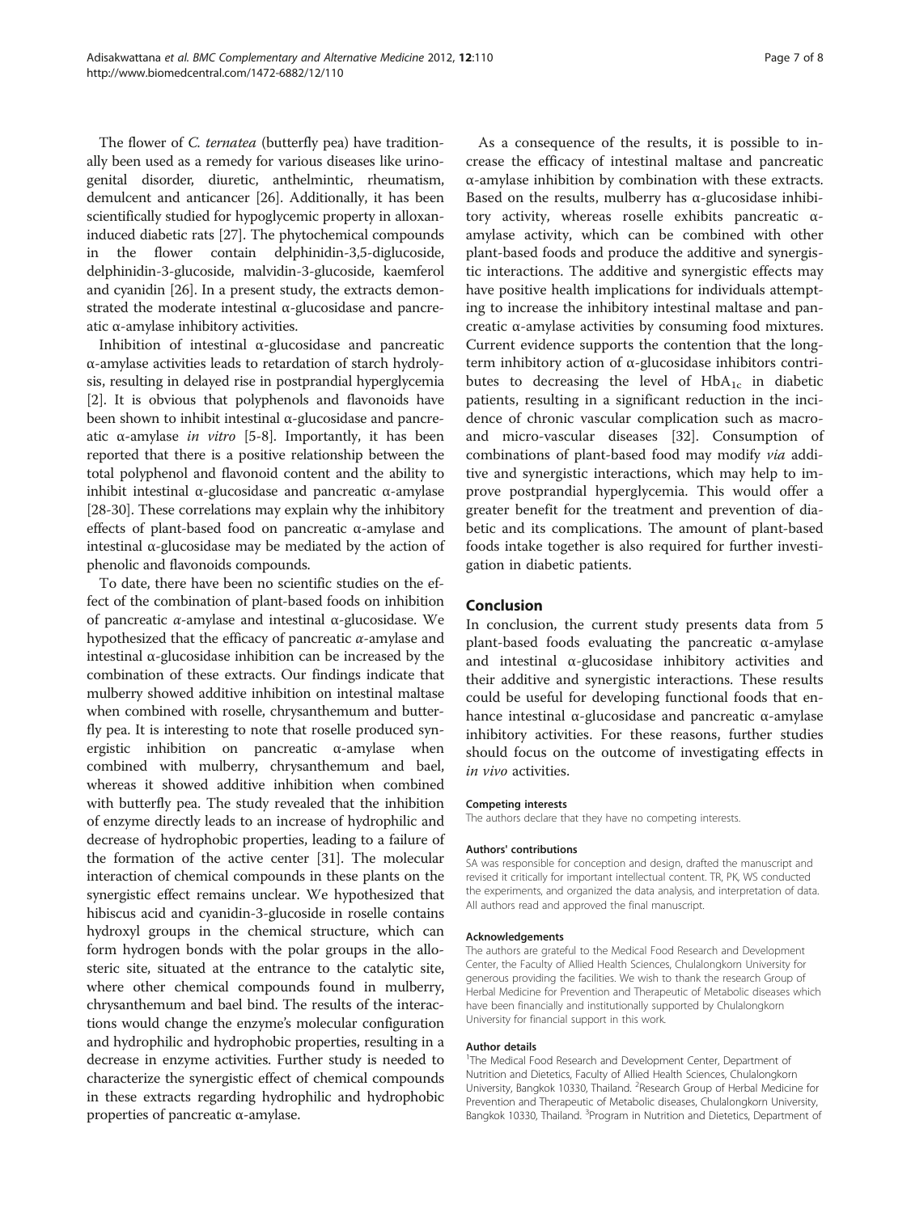The flower of *C. ternatea* (butterfly pea) have traditionally been used as a remedy for various diseases like urinogenital disorder, diuretic, anthelmintic, rheumatism, demulcent and anticancer [26]. Additionally, it has been scientifically studied for hypoglycemic property in alloxan-induced diabetic rats [27]. The phytochemical compounds in the flower contain delphinidin-3,5-diglucoside, delphinidin-3-glucoside, malvidin-3-glucoside, kaemferol and cyanidin [26]. In a present study, the extracts demonstrated the moderate intestinal α-glucosidase and pancreatic α-amylase inhibitory activities.

Inhibition of intestinal α-glucosidase and pancreatic α-amylase activities leads to retardation of starch hydrolysis, resulting in delayed rise in postprandial hyperglycemia [2]. It is obvious that polyphenols and flavonoids have been shown to inhibit intestinal α-glucosidase and pancreatic α-amylase *in vitro* [5-8]. Importantly, it has been reported that there is a positive relationship between the total polyphenol and flavonoid content and the ability to inhibit intestinal α-glucosidase and pancreatic α-amylase [28-30]. These correlations may explain why the inhibitory effects of plant-based food on pancreatic α-amylase and intestinal α-glucosidase may be mediated by the action of phenolic and flavonoids compounds.

To date, there have been no scientific studies on the effect of the combination of plant-based foods on inhibition of pancreatic *α*-amylase and intestinal α-glucosidase. We hypothesized that the efficacy of pancreatic *α*-amylase and intestinal α-glucosidase inhibition can be increased by the combination of these extracts. Our findings indicate that mulberry showed additive inhibition on intestinal maltase when combined with roselle, chrysanthemum and butterfly pea. It is interesting to note that roselle produced synergistic inhibition on pancreatic α-amylase when combined with mulberry, chrysanthemum and bael, whereas it showed additive inhibition when combined with butterfly pea. The study revealed that the inhibition of enzyme directly leads to an increase of hydrophilic and decrease of hydrophobic properties, leading to a failure of the formation of the active center [31]. The molecular interaction of chemical compounds in these plants on the synergistic effect remains unclear. We hypothesized that hibiscus acid and cyanidin-3-glucoside in roselle contains hydroxyl groups in the chemical structure, which can form hydrogen bonds with the polar groups in the allosteric site, situated at the entrance to the catalytic site, where other chemical compounds found in mulberry, chrysanthemum and bael bind. The results of the interactions would change the enzyme's molecular configuration and hydrophilic and hydrophobic properties, resulting in a decrease in enzyme activities. Further study is needed to characterize the synergistic effect of chemical compounds in these extracts regarding hydrophilic and hydrophobic properties of pancreatic α-amylase.

As a consequence of the results, it is possible to increase the efficacy of intestinal maltase and pancreatic α-amylase inhibition by combination with these extracts. Based on the results, mulberry has α-glucosidase inhibitory activity, whereas roselle exhibits pancreatic α-amylase activity, which can be combined with other plant-based foods and produce the additive and synergistic interactions. The additive and synergistic effects may have positive health implications for individuals attempting to increase the inhibitory intestinal maltase and pancreatic α-amylase activities by consuming food mixtures. Current evidence supports the contention that the long-term inhibitory action of α-glucosidase inhibitors contributes to decreasing the level of $HbA_{1c}$ in diabetic patients, resulting in a significant reduction in the incidence of chronic vascular complication such as macro- and micro-vascular diseases [32]. Consumption of combinations of plant-based food may modify *via* additive and synergistic interactions, which may help to improve postprandial hyperglycemia. This would offer a greater benefit for the treatment and prevention of diabetic and its complications. The amount of plant-based foods intake together is also required for further investigation in diabetic patients.

## Conclusion

In conclusion, the current study presents data from 5 plant-based foods evaluating the pancreatic α-amylase and intestinal α-glucosidase inhibitory activities and their additive and synergistic interactions. These results could be useful for developing functional foods that enhance intestinal α-glucosidase and pancreatic α-amylase inhibitory activities. For these reasons, further studies should focus on the outcome of investigating effects in *in vivo* activities.

#### Competing interests

The authors declare that they have no competing interests.

#### Authors' contributions

SA was responsible for conception and design, drafted the manuscript and revised it critically for important intellectual content. TR, PK, WS conducted the experiments, and organized the data analysis, and interpretation of data. All authors read and approved the final manuscript.

#### Acknowledgements

The authors are grateful to the Medical Food Research and Development Center, the Faculty of Allied Health Sciences, Chulalongkorn University for generous providing the facilities. We wish to thank the research Group of Herbal Medicine for Prevention and Therapeutic of Metabolic diseases which have been financially and institutionally supported by Chulalongkorn University for financial support in this work.

#### Author details

[1]The Medical Food Research and Development Center, Department of Nutrition and Dietetics, Faculty of Allied Health Sciences, Chulalongkorn University, Bangkok 10330, Thailand. [2]Research Group of Herbal Medicine for Prevention and Therapeutic of Metabolic diseases, Chulalongkorn University, Bangkok 10330, Thailand. [3]Program in Nutrition and Dietetics, Department of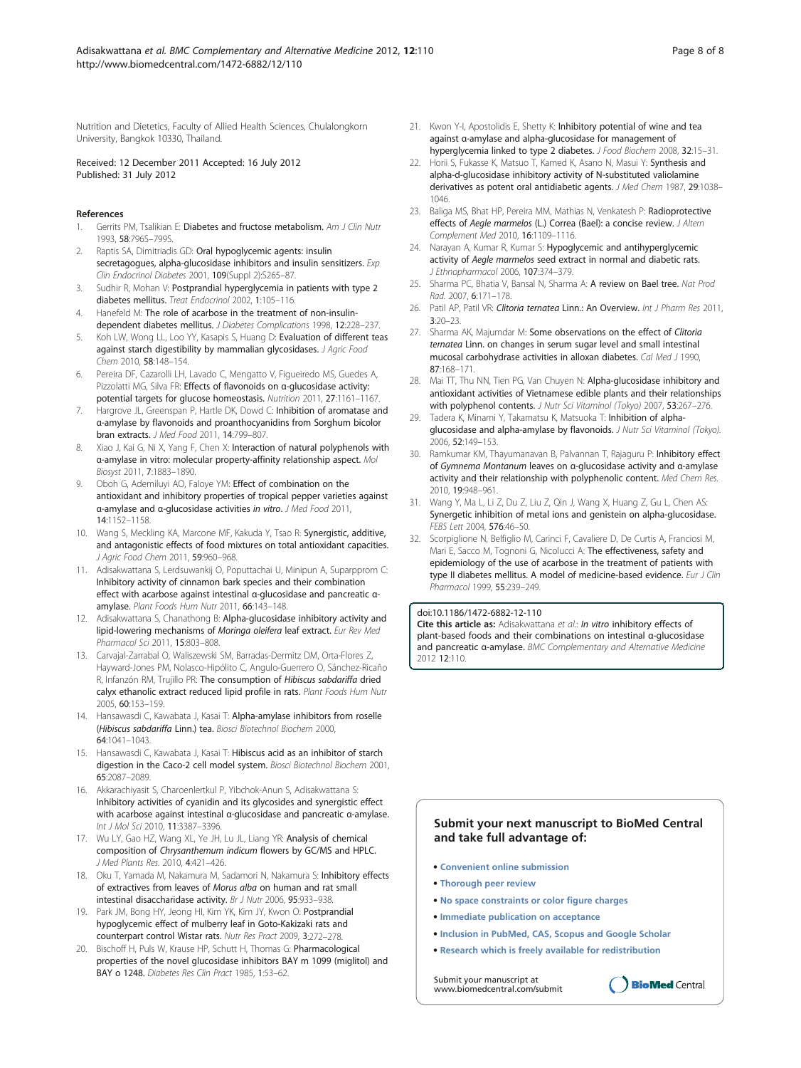Nutrition and Dietetics, Faculty of Allied Health Sciences, Chulalongkorn University, Bangkok 10330, Thailand.

Received: 12 December 2011 Accepted: 16 July 2012
Published: 31 July 2012

## References

1. Gerrits PM, Tsalikian E: **Diabetes and fructose metabolism.** *Am J Clin Nutr* 1993, **58**:796S–799S.
2. Raptis SA, Dimitriadis GD: **Oral hypoglycemic agents: insulin secretagogues, alpha-glucosidase inhibitors and insulin sensitizers.** *Exp Clin Endocrinol Diabetes* 2001, **109**(Suppl 2):S265–87.
3. Sudhir R, Mohan V: **Postprandial hyperglycemia in patients with type 2 diabetes mellitus.** *Treat Endocrinol* 2002, **1**:105–116.
4. Hanefeld M: **The role of acarbose in the treatment of non-insulin-dependent diabetes mellitus.** *J Diabetes Complications* 1998, **12**:228–237.
5. Koh LW, Wong LL, Loo YY, Kasapis S, Huang D: **Evaluation of different teas against starch digestibility by mammalian glycosidases.** *J Agric Food Chem* 2010, **58**:148–154.
6. Pereira DF, Cazarolli LH, Lavado C, Mengatto V, Figueiredo MS, Guedes A, Pizzolatti MG, Silva FR: **Effects of flavonoids on α-glucosidase activity: potential targets for glucose homeostasis.** *Nutrition* 2011, **27**:1161–1167.
7. Hargrove JL, Greenspan P, Hartle DK, Dowd C: **Inhibition of aromatase and α-amylase by flavonoids and proanthocyanidins from Sorghum bicolor bran extracts.** *J Med Food* 2011, **14**:799–807.
8. Xiao J, Kai G, Ni X, Yang F, Chen X: **Interaction of natural polyphenols with α-amylase in vitro: molecular property-affinity relationship aspect.** *Mol Biosyst* 2011, **7**:1883–1890.
9. Oboh G, Ademiluyi AO, Faloye YM: **Effect of combination on the antioxidant and inhibitory properties of tropical pepper varieties against α-amylase and α-glucosidase activities *in vitro*.** *J Med Food* 2011, **14**:1152–1158.
10. Wang S, Meckling KA, Marcone MF, Kakuda Y, Tsao R: **Synergistic, additive, and antagonistic effects of food mixtures on total antioxidant capacities.** *J Agric Food Chem* 2011, **59**:960–968.
11. Adisakwattana S, Lerdsuwankij O, Poputtachai U, Minipun A, Suparpprom C: **Inhibitory activity of cinnamon bark species and their combination effect with acarbose against intestinal α-glucosidase and pancreatic α-amylase.** *Plant Foods Hum Nutr* 2011, **66**:143–148.
12. Adisakwattana S, Chanathong B: **Alpha-glucosidase inhibitory activity and lipid-lowering mechanisms of *Moringa oleifera* leaf extract.** *Eur Rev Med Pharmacol Sci* 2011, **15**:803–808.
13. Carvajal-Zarrabal O, Waliszewski SM, Barradas-Dermitz DM, Orta-Flores Z, Hayward-Jones PM, Nolasco-Hipólito C, Angulo-Guerrero O, Sánchez-Ricaño R, Infanzón RM, Trujillo PR: **The consumption of *Hibiscus sabdariffa* dried calyx ethanolic extract reduced lipid profile in rats.** *Plant Foods Hum Nutr* 2005, **60**:153–159.
14. Hansawasdi C, Kawabata J, Kasai T: **Alpha-amylase inhibitors from roselle (*Hibiscus sabdariffa* Linn.) tea.** *Biosci Biotechnol Biochem* 2000, **64**:1041–1043.
15. Hansawasdi C, Kawabata J, Kasai T: **Hibiscus acid as an inhibitor of starch digestion in the Caco-2 cell model system.** *Biosci Biotechnol Biochem* 2001, **65**:2087–2089.
16. Akkarachiyasit S, Charoenlertkul P, Yibchok-Anun S, Adisakwattana S: **Inhibitory activities of cyanidin and its glycosides and synergistic effect with acarbose against intestinal α-glucosidase and pancreatic α-amylase.** *Int J Mol Sci* 2010, **11**:3387–3396.
17. Wu LY, Gao HZ, Wang XL, Ye JH, Lu JL, Liang YR: **Analysis of chemical composition of *Chrysanthemum indicum* flowers by GC/MS and HPLC.** *J Med Plants Res.* 2010, **4**:421–426.
18. Oku T, Yamada M, Nakamura M, Sadamori N, Nakamura S: **Inhibitory effects of extractives from leaves of *Morus alba* on human and rat small intestinal disaccharidase activity.** *Br J Nutr* 2006, **95**:933–938.
19. Park JM, Bong HY, Jeong HI, Kim YK, Kim JY, Kwon O: **Postprandial hypoglycemic effect of mulberry leaf in Goto-Kakizaki rats and counterpart control Wistar rats.** *Nutr Res Pract* 2009, **3**:272–278.
20. Bischoff H, Puls W, Krause HP, Schutt H, Thomas G: **Pharmacological properties of the novel glucosidase inhibitors BAY m 1099 (miglitol) and BAY o 1248.** *Diabetes Res Clin Pract* 1985, **1**:53–62.
21. Kwon Y-I, Apostolidis E, Shetty K: **Inhibitory potential of wine and tea against α-amylase and alpha-glucosidase for management of hyperglycemia linked to type 2 diabetes.** *J Food Biochem* 2008, **32**:15–31.
22. Horii S, Fukasse K, Matsuo T, Kamed K, Asano N, Masui Y: **Synthesis and alpha-d-glucosidase inhibitory activity of N-substituted valiolamine derivatives as potent oral antidiabetic agents.** *J Med Chem* 1987, **29**:1038–1046.
23. Baliga MS, Bhat HP, Pereira MM, Mathias N, Venkatesh P: **Radioprotective effects of *Aegle marmelos* (L.) Correa (Bael): a concise review.** *J Altern Complement Med* 2010, **16**:1109–1116.
24. Narayan A, Kumar R, Kumar S: **Hypoglycemic and antihyperglycemic activity of *Aegle marmelos* seed extract in normal and diabetic rats.** *J Ethnopharmacol* 2006, **107**:374–379.
25. Sharma PC, Bhatia V, Bansal N, Sharma A: **A review on Bael tree.** *Nat Prod Rad.* 2007, **6**:171–178.
26. Patil AP, Patil VR: ***Clitoria ternatea* Linn.: An Overview.** *Int J Pharm Res* 2011, **3**:20–23.
27. Sharma AK, Majumdar M: **Some observations on the effect of *Clitoria ternatea* Linn. on changes in serum sugar level and small intestinal mucosal carbohydrase activities in alloxan diabetes.** *Cal Med J* 1990, **87**:168–171.
28. Mai TT, Thu NN, Tien PG, Van Chuyen N: **Alpha-glucosidase inhibitory and antioxidant activities of Vietnamese edible plants and their relationships with polyphenol contents.** *J Nutr Sci Vitaminol (Tokyo)* 2007, **53**:267–276.
29. Tadera K, Minami Y, Takamatsu K, Matsuoka T: **Inhibition of alpha-glucosidase and alpha-amylase by flavonoids.** *J Nutr Sci Vitaminol (Tokyo).* 2006, **52**:149–153.
30. Ramkumar KM, Thayumanavan B, Palvannan T, Rajaguru P: **Inhibitory effect of *Gymnema Montanum* leaves on α-glucosidase activity and α-amylase activity and their relationship with polyphenolic content.** *Med Chem Res.* 2010, **19**:948–961.
31. Wang Y, Ma L, Li Z, Du Z, Liu Z, Qin J, Wang X, Huang Z, Gu L, Chen AS: **Synergetic inhibition of metal ions and genistein on alpha-glucosidase.** *FEBS Lett* 2004, **576**:46–50.
32. Scorpiglione N, Belfiglio M, Carinci F, Cavaliere D, De Curtis A, Franciosi M, Mari E, Sacco M, Tognoni G, Nicolucci A: **The effectiveness, safety and epidemiology of the use of acarbose in the treatment of patients with type II diabetes mellitus. A model of medicine-based evidence.** *Eur J Clin Pharmacol* 1999, **55**:239–249.

doi:10.1186/1472-6882-12-110
**Cite this article as:** Adisakwattana *et al.*: *In vitro* inhibitory effects of plant-based foods and their combinations on intestinal α-glucosidase and pancreatic α-amylase. *BMC Complementary and Alternative Medicine* 2012 **12**:110.